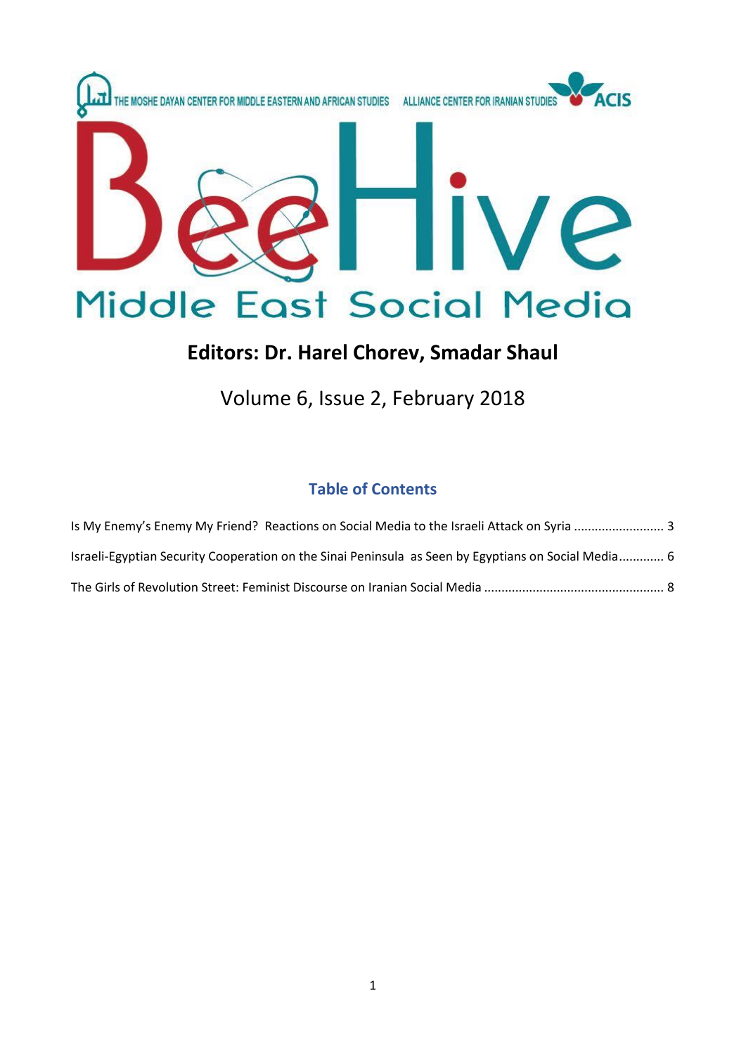THE MOSHE DAYAN CENTER FOR MIDDLE EASTERN AND AFRICAN STUDIES ALLIANCE CENTER FOR IRANIAN STUDIES ACIS

# BeeHive

## Middle East Social Media

### Editors: Dr. Harel Chorev, Smadar Shaul

Volume 6, Issue 2, February 2018

## Table of Contents

Is My Enemy's Enemy My Friend? Reactions on Social Media to the Israeli Attack on Syria .......................... 3

Israeli-Egyptian Security Cooperation on the Sinai Peninsula as Seen by Egyptians on Social Media............ 6

The Girls of Revolution Street: Feminist Discourse on Iranian Social Media .................................................. 8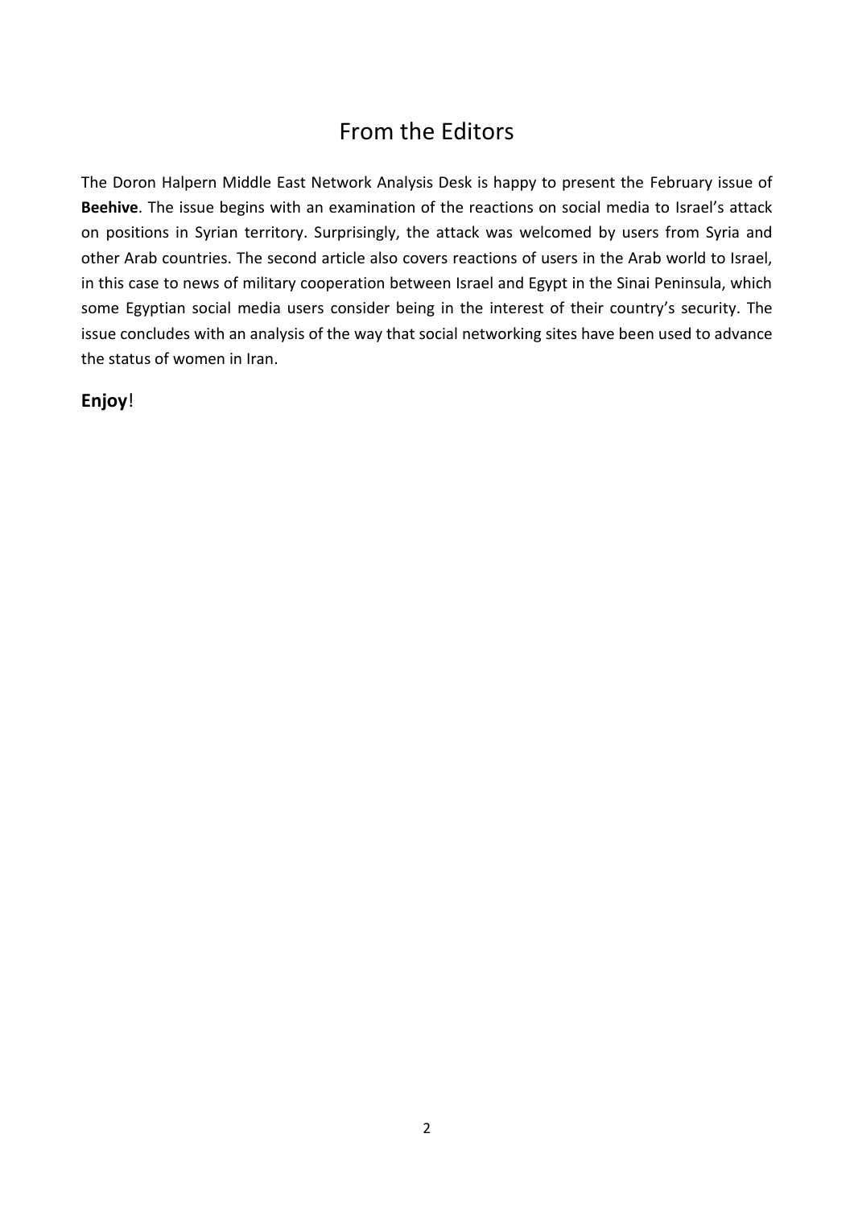# From the Editors

The Doron Halpern Middle East Network Analysis Desk is happy to present the February issue of **Beehive**. The issue begins with an examination of the reactions on social media to Israel's attack on positions in Syrian territory. Surprisingly, the attack was welcomed by users from Syria and other Arab countries. The second article also covers reactions of users in the Arab world to Israel, in this case to news of military cooperation between Israel and Egypt in the Sinai Peninsula, which some Egyptian social media users consider being in the interest of their country's security. The issue concludes with an analysis of the way that social networking sites have been used to advance the status of women in Iran.

**Enjoy**!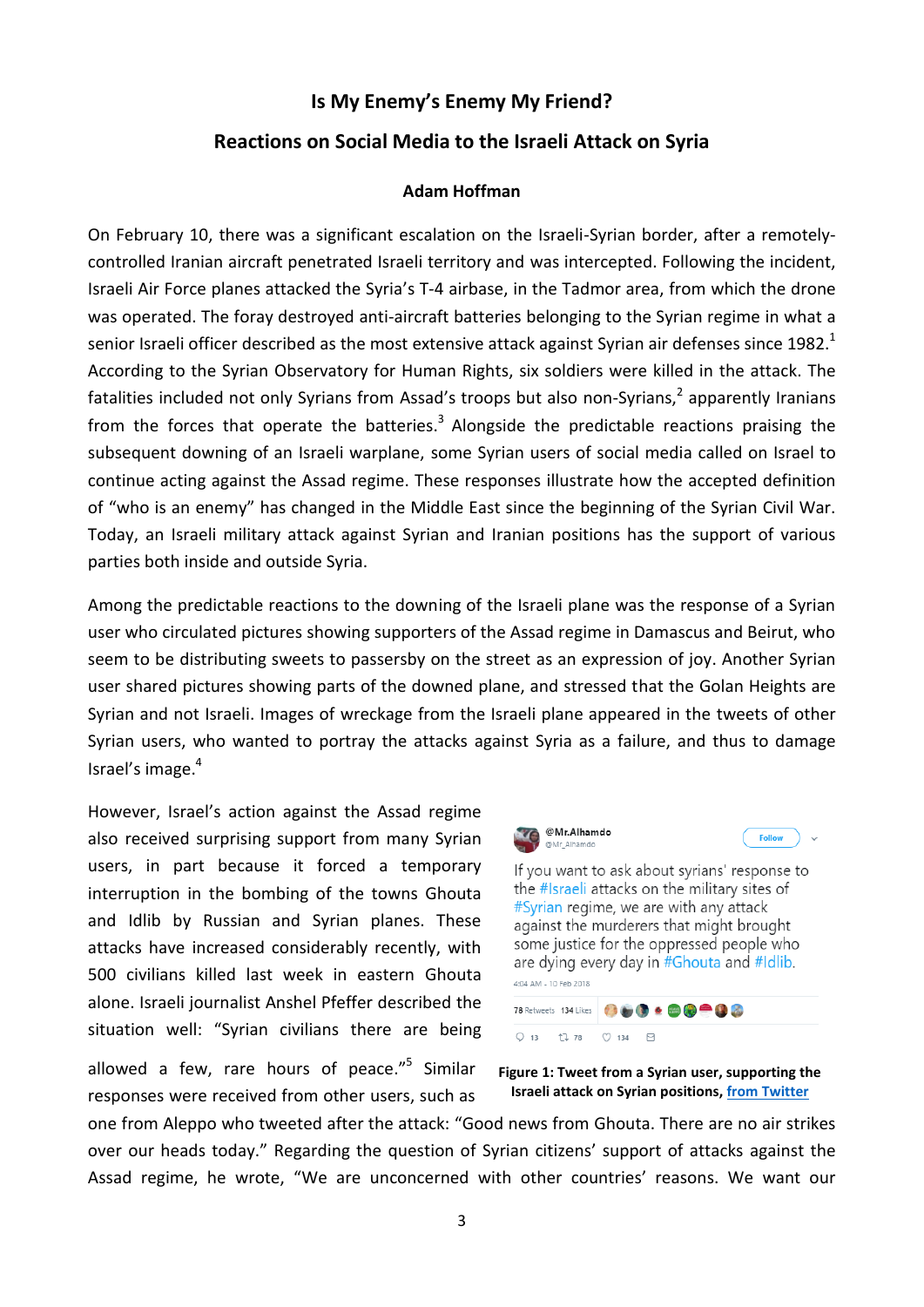# Is My Enemy's Enemy My Friend?

## Reactions on Social Media to the Israeli Attack on Syria

### Adam Hoffman

On February 10, there was a significant escalation on the Israeli-Syrian border, after a remotely-controlled Iranian aircraft penetrated Israeli territory and was intercepted. Following the incident, Israeli Air Force planes attacked the Syria's T-4 airbase, in the Tadmor area, from which the drone was operated. The foray destroyed anti-aircraft batteries belonging to the Syrian regime in what a senior Israeli officer described as the most extensive attack against Syrian air defenses since 1982.[1] According to the Syrian Observatory for Human Rights, six soldiers were killed in the attack. The fatalities included not only Syrians from Assad's troops but also non-Syrians,[2] apparently Iranians from the forces that operate the batteries.[3] Alongside the predictable reactions praising the subsequent downing of an Israeli warplane, some Syrian users of social media called on Israel to continue acting against the Assad regime. These responses illustrate how the accepted definition of "who is an enemy" has changed in the Middle East since the beginning of the Syrian Civil War. Today, an Israeli military attack against Syrian and Iranian positions has the support of various parties both inside and outside Syria.

Among the predictable reactions to the downing of the Israeli plane was the response of a Syrian user who circulated pictures showing supporters of the Assad regime in Damascus and Beirut, who seem to be distributing sweets to passersby on the street as an expression of joy. Another Syrian user shared pictures showing parts of the downed plane, and stressed that the Golan Heights are Syrian and not Israeli. Images of wreckage from the Israeli plane appeared in the tweets of other Syrian users, who wanted to portray the attacks against Syria as a failure, and thus to damage Israel's image.[4]

However, Israel's action against the Assad regime also received surprising support from many Syrian users, in part because it forced a temporary interruption in the bombing of the towns Ghouta and Idlib by Russian and Syrian planes. These attacks have increased considerably recently, with 500 civilians killed last week in eastern Ghouta alone. Israeli journalist Anshel Pfeffer described the situation well: "Syrian civilians there are being allowed a few, rare hours of peace."[5] Similar responses were received from other users, such as one from Aleppo who tweeted after the attack: "Good news from Ghouta. There are no air strikes over our heads today." Regarding the question of Syrian citizens' support of attacks against the Assad regime, he wrote, "We are unconcerned with other countries' reasons. We want our

@Mr.Alhamdo
@Mr_Alhamdo

If you want to ask about syrians' response to the #Israeli attacks on the military sites of #Syrian regime, we are with any attack against the murderers that might brought some justice for the oppressed people who are dying every day in #Ghouta and #Idlib.

4:04 AM - 10 Feb 2018

78 Retweets 134 Likes

**Figure 1: Tweet from a Syrian user, supporting the Israeli attack on Syrian positions, from Twitter**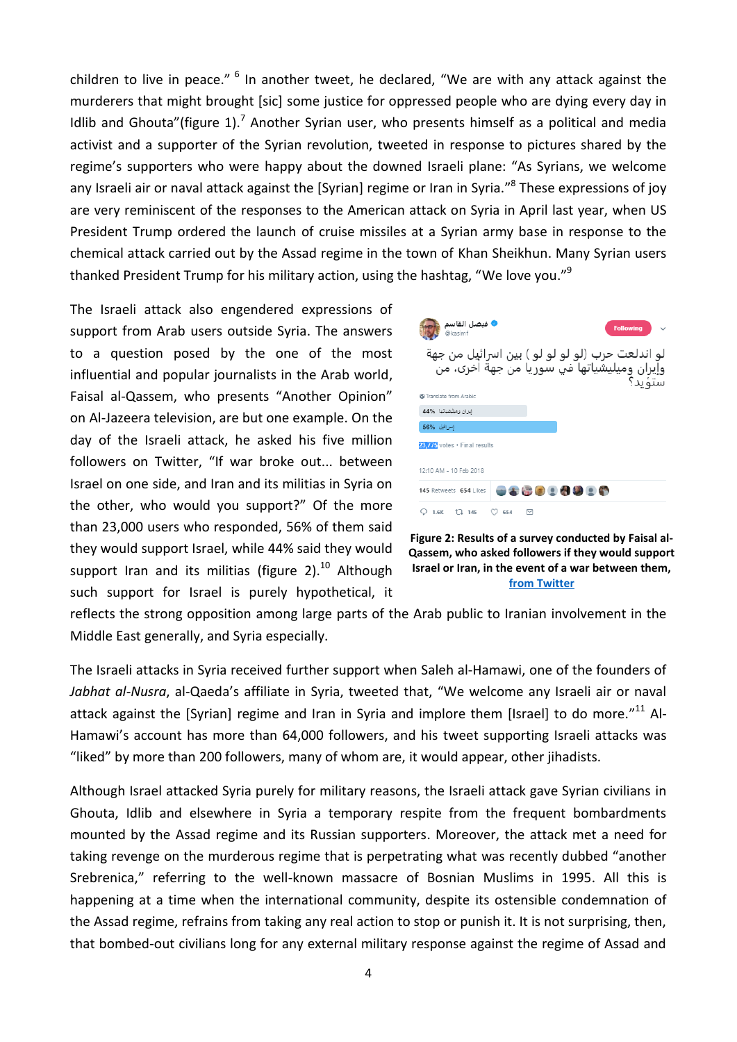children to live in peace." [6] In another tweet, he declared, "We are with any attack against the murderers that might brought [sic] some justice for oppressed people who are dying every day in Idlib and Ghouta"(figure 1).[7] Another Syrian user, who presents himself as a political and media activist and a supporter of the Syrian revolution, tweeted in response to pictures shared by the regime's supporters who were happy about the downed Israeli plane: "As Syrians, we welcome any Israeli air or naval attack against the [Syrian] regime or Iran in Syria."[8] These expressions of joy are very reminiscent of the responses to the American attack on Syria in April last year, when US President Trump ordered the launch of cruise missiles at a Syrian army base in response to the chemical attack carried out by the Assad regime in the town of Khan Sheikhun. Many Syrian users thanked President Trump for his military action, using the hashtag, "We love you."[9]

The Israeli attack also engendered expressions of support from Arab users outside Syria. The answers to a question posed by the one of the most influential and popular journalists in the Arab world, Faisal al-Qassem, who presents "Another Opinion" on Al-Jazeera television, are but one example. On the day of the Israeli attack, he asked his five million followers on Twitter, "If war broke out... between Israel on one side, and Iran and its militias in Syria on the other, who would you support?" Of the more than 23,000 users who responded, 56% of them said they would support Israel, while 44% said they would support Iran and its militias (figure 2).[10] Although such support for Israel is purely hypothetical, it reflects the strong opposition among large parts of the Arab public to Iranian involvement in the Middle East generally, and Syria especially.

**Figure 2: Results of a survey conducted by Faisal al-Qassem, who asked followers if they would support Israel or Iran, in the event of a war between them, [from Twitter]**

The Israeli attacks in Syria received further support when Saleh al-Hamawi, one of the founders of *Jabhat al-Nusra*, al-Qaeda's affiliate in Syria, tweeted that, "We welcome any Israeli air or naval attack against the [Syrian] regime and Iran in Syria and implore them [Israel] to do more."[11] Al-Hamawi's account has more than 64,000 followers, and his tweet supporting Israeli attacks was "liked" by more than 200 followers, many of whom are, it would appear, other jihadists.

Although Israel attacked Syria purely for military reasons, the Israeli attack gave Syrian civilians in Ghouta, Idlib and elsewhere in Syria a temporary respite from the frequent bombardments mounted by the Assad regime and its Russian supporters. Moreover, the attack met a need for taking revenge on the murderous regime that is perpetrating what was recently dubbed "another Srebrenica," referring to the well-known massacre of Bosnian Muslims in 1995. All this is happening at a time when the international community, despite its ostensible condemnation of the Assad regime, refrains from taking any real action to stop or punish it. It is not surprising, then, that bombed-out civilians long for any external military response against the regime of Assad and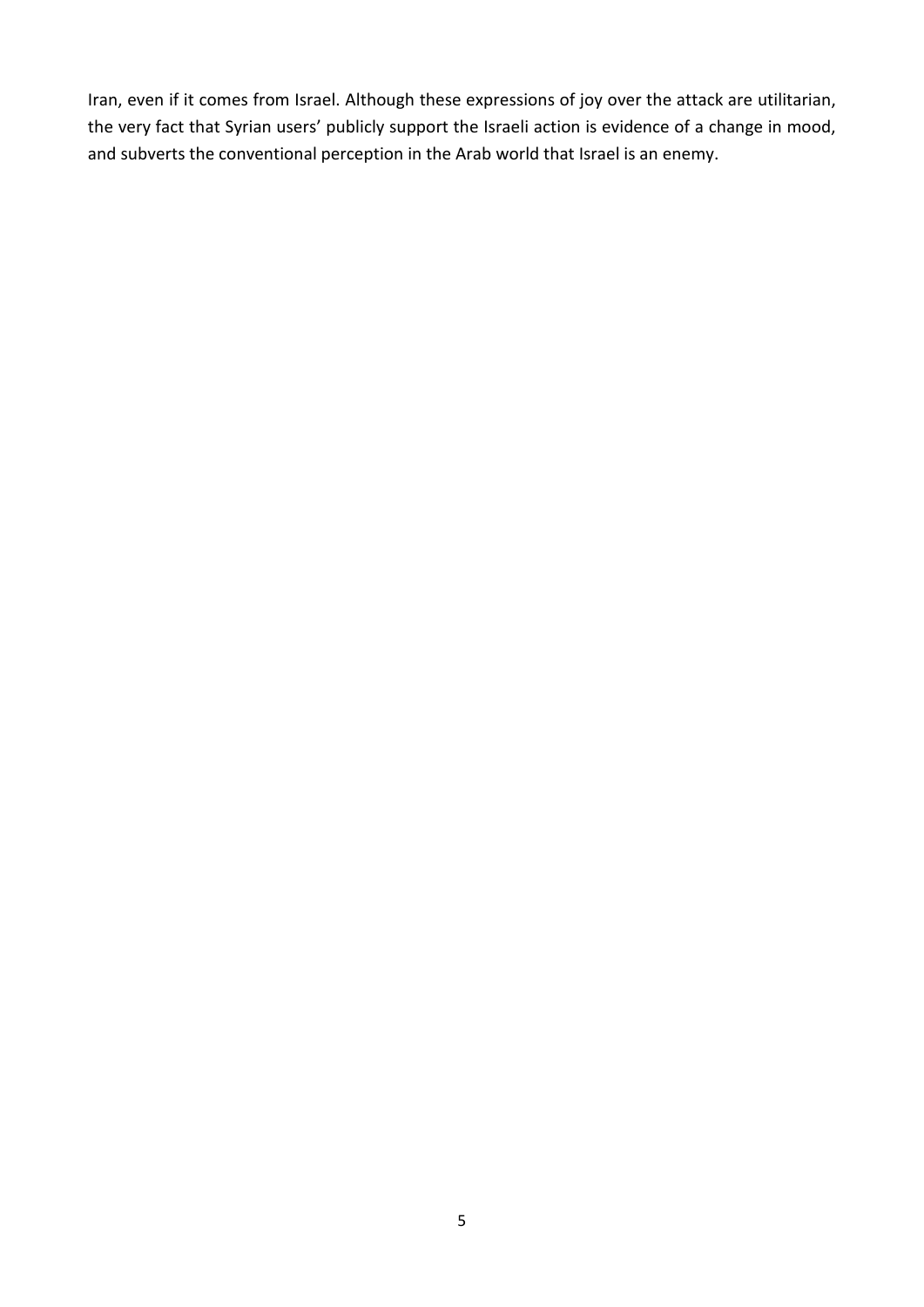Iran, even if it comes from Israel. Although these expressions of joy over the attack are utilitarian, the very fact that Syrian users' publicly support the Israeli action is evidence of a change in mood, and subverts the conventional perception in the Arab world that Israel is an enemy.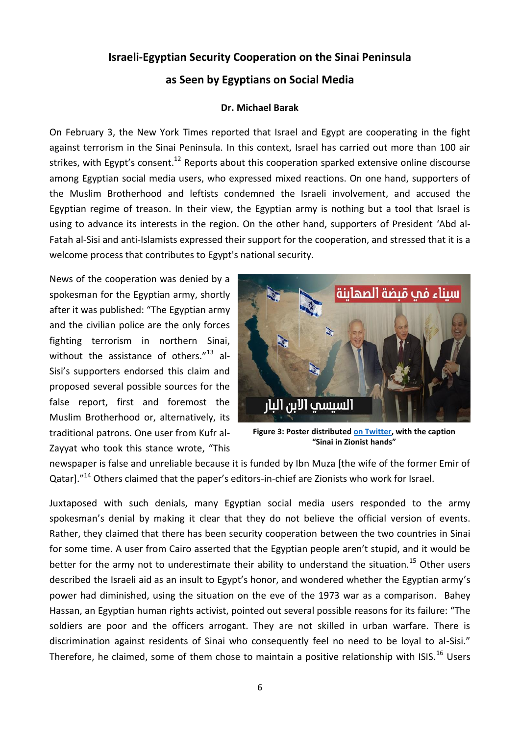# Israeli-Egyptian Security Cooperation on the Sinai Peninsula as Seen by Egyptians on Social Media

**Dr. Michael Barak**

On February 3, the New York Times reported that Israel and Egypt are cooperating in the fight against terrorism in the Sinai Peninsula. In this context, Israel has carried out more than 100 air strikes, with Egypt's consent.[12] Reports about this cooperation sparked extensive online discourse among Egyptian social media users, who expressed mixed reactions. On one hand, supporters of the Muslim Brotherhood and leftists condemned the Israeli involvement, and accused the Egyptian regime of treason. In their view, the Egyptian army is nothing but a tool that Israel is using to advance its interests in the region. On the other hand, supporters of President 'Abd al-Fatah al-Sisi and anti-Islamists expressed their support for the cooperation, and stressed that it is a welcome process that contributes to Egypt's national security.

News of the cooperation was denied by a spokesman for the Egyptian army, shortly after it was published: "The Egyptian army and the civilian police are the only forces fighting terrorism in northern Sinai, without the assistance of others."[13] al-Sisi's supporters endorsed this claim and proposed several possible sources for the false report, first and foremost the Muslim Brotherhood or, alternatively, its traditional patrons. One user from Kufr al-Zayyat who took this stance wrote, "This newspaper is false and unreliable because it is funded by Ibn Muza [the wife of the former Emir of Qatar]."[14] Others claimed that the paper's editors-in-chief are Zionists who work for Israel.

**Figure 3: Poster distributed on Twitter, with the caption "Sinai in Zionist hands"**

Juxtaposed with such denials, many Egyptian social media users responded to the army spokesman's denial by making it clear that they do not believe the official version of events. Rather, they claimed that there has been security cooperation between the two countries in Sinai for some time. A user from Cairo asserted that the Egyptian people aren't stupid, and it would be better for the army not to underestimate their ability to understand the situation.[15] Other users described the Israeli aid as an insult to Egypt's honor, and wondered whether the Egyptian army's power had diminished, using the situation on the eve of the 1973 war as a comparison. Bahey Hassan, an Egyptian human rights activist, pointed out several possible reasons for its failure: "The soldiers are poor and the officers arrogant. They are not skilled in urban warfare. There is discrimination against residents of Sinai who consequently feel no need to be loyal to al-Sisi." Therefore, he claimed, some of them chose to maintain a positive relationship with ISIS.[16] Users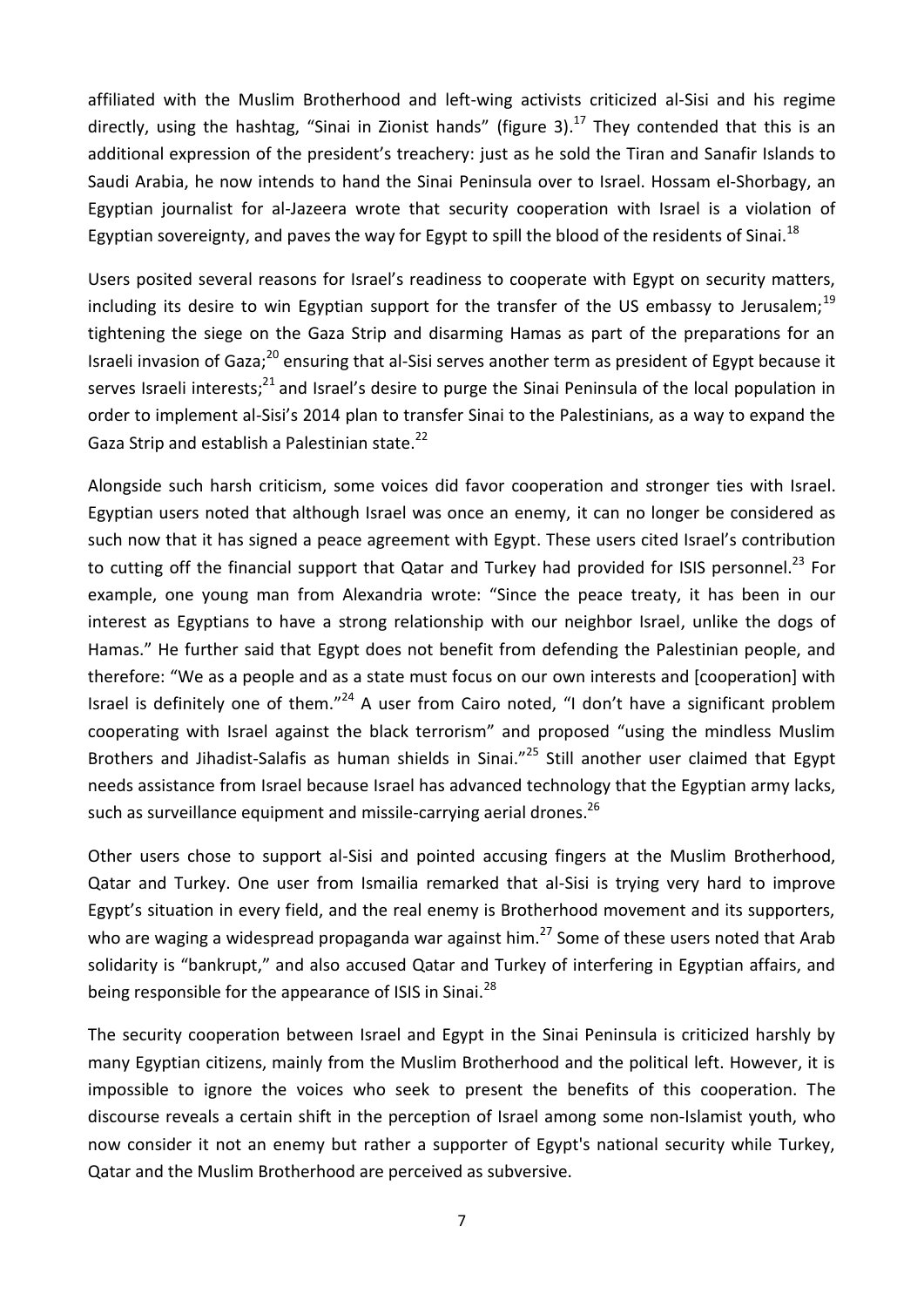affiliated with the Muslim Brotherhood and left-wing activists criticized al-Sisi and his regime directly, using the hashtag, "Sinai in Zionist hands" (figure 3).[17] They contended that this is an additional expression of the president's treachery: just as he sold the Tiran and Sanafir Islands to Saudi Arabia, he now intends to hand the Sinai Peninsula over to Israel. Hossam el-Shorbagy, an Egyptian journalist for al-Jazeera wrote that security cooperation with Israel is a violation of Egyptian sovereignty, and paves the way for Egypt to spill the blood of the residents of Sinai.[18]

Users posited several reasons for Israel's readiness to cooperate with Egypt on security matters, including its desire to win Egyptian support for the transfer of the US embassy to Jerusalem;[19] tightening the siege on the Gaza Strip and disarming Hamas as part of the preparations for an Israeli invasion of Gaza;[20] ensuring that al-Sisi serves another term as president of Egypt because it serves Israeli interests;[21] and Israel's desire to purge the Sinai Peninsula of the local population in order to implement al-Sisi's 2014 plan to transfer Sinai to the Palestinians, as a way to expand the Gaza Strip and establish a Palestinian state.[22]

Alongside such harsh criticism, some voices did favor cooperation and stronger ties with Israel. Egyptian users noted that although Israel was once an enemy, it can no longer be considered as such now that it has signed a peace agreement with Egypt. These users cited Israel's contribution to cutting off the financial support that Qatar and Turkey had provided for ISIS personnel.[23] For example, one young man from Alexandria wrote: "Since the peace treaty, it has been in our interest as Egyptians to have a strong relationship with our neighbor Israel, unlike the dogs of Hamas." He further said that Egypt does not benefit from defending the Palestinian people, and therefore: "We as a people and as a state must focus on our own interests and [cooperation] with Israel is definitely one of them."[24] A user from Cairo noted, "I don't have a significant problem cooperating with Israel against the black terrorism" and proposed "using the mindless Muslim Brothers and Jihadist-Salafis as human shields in Sinai."[25] Still another user claimed that Egypt needs assistance from Israel because Israel has advanced technology that the Egyptian army lacks, such as surveillance equipment and missile-carrying aerial drones.[26]

Other users chose to support al-Sisi and pointed accusing fingers at the Muslim Brotherhood, Qatar and Turkey. One user from Ismailia remarked that al-Sisi is trying very hard to improve Egypt's situation in every field, and the real enemy is Brotherhood movement and its supporters, who are waging a widespread propaganda war against him.[27] Some of these users noted that Arab solidarity is "bankrupt," and also accused Qatar and Turkey of interfering in Egyptian affairs, and being responsible for the appearance of ISIS in Sinai.[28]

The security cooperation between Israel and Egypt in the Sinai Peninsula is criticized harshly by many Egyptian citizens, mainly from the Muslim Brotherhood and the political left. However, it is impossible to ignore the voices who seek to present the benefits of this cooperation. The discourse reveals a certain shift in the perception of Israel among some non-Islamist youth, who now consider it not an enemy but rather a supporter of Egypt's national security while Turkey, Qatar and the Muslim Brotherhood are perceived as subversive.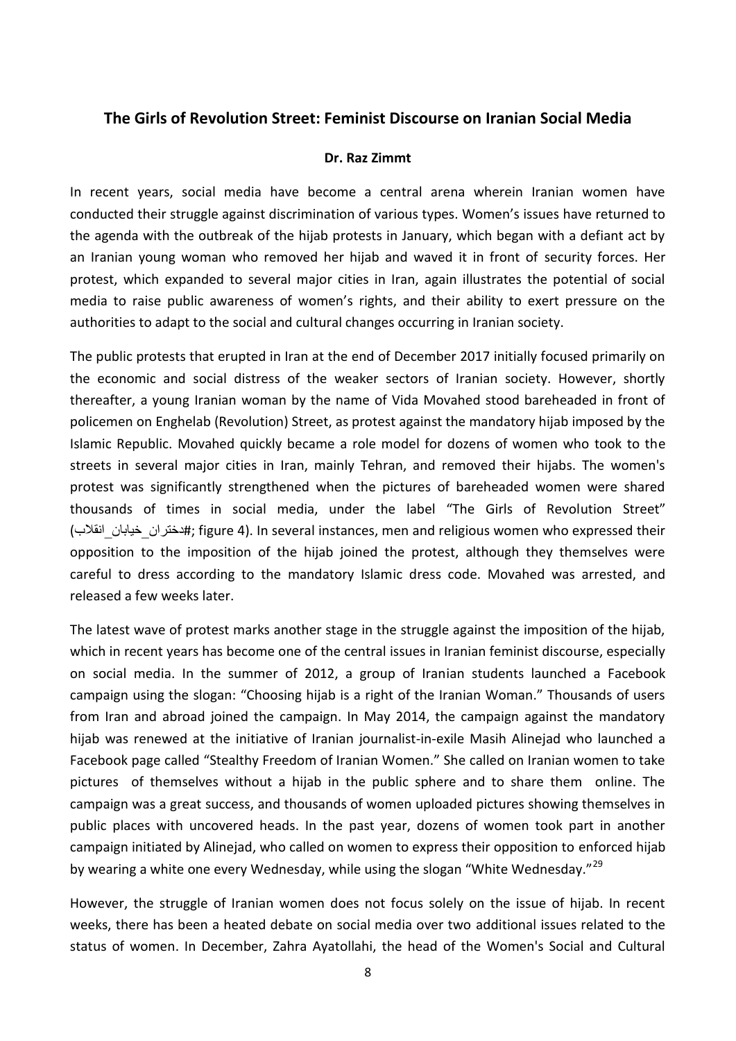## The Girls of Revolution Street: Feminist Discourse on Iranian Social Media

**Dr. Raz Zimmt**

In recent years, social media have become a central arena wherein Iranian women have conducted their struggle against discrimination of various types. Women's issues have returned to the agenda with the outbreak of the hijab protests in January, which began with a defiant act by an Iranian young woman who removed her hijab and waved it in front of security forces. Her protest, which expanded to several major cities in Iran, again illustrates the potential of social media to raise public awareness of women's rights, and their ability to exert pressure on the authorities to adapt to the social and cultural changes occurring in Iranian society.

The public protests that erupted in Iran at the end of December 2017 initially focused primarily on the economic and social distress of the weaker sectors of Iranian society. However, shortly thereafter, a young Iranian woman by the name of Vida Movahed stood bareheaded in front of policemen on Enghelab (Revolution) Street, as protest against the mandatory hijab imposed by the Islamic Republic. Movahed quickly became a role model for dozens of women who took to the streets in several major cities in Iran, mainly Tehran, and removed their hijabs. The women's protest was significantly strengthened when the pictures of bareheaded women were shared thousands of times in social media, under the label "The Girls of Revolution Street" (#دختران_خیابان_انقلاب; figure 4). In several instances, men and religious women who expressed their opposition to the imposition of the hijab joined the protest, although they themselves were careful to dress according to the mandatory Islamic dress code. Movahed was arrested, and released a few weeks later.

The latest wave of protest marks another stage in the struggle against the imposition of the hijab, which in recent years has become one of the central issues in Iranian feminist discourse, especially on social media. In the summer of 2012, a group of Iranian students launched a Facebook campaign using the slogan: "Choosing hijab is a right of the Iranian Woman." Thousands of users from Iran and abroad joined the campaign. In May 2014, the campaign against the mandatory hijab was renewed at the initiative of Iranian journalist-in-exile Masih Alinejad who launched a Facebook page called "Stealthy Freedom of Iranian Women." She called on Iranian women to take pictures of themselves without a hijab in the public sphere and to share them online. The campaign was a great success, and thousands of women uploaded pictures showing themselves in public places with uncovered heads. In the past year, dozens of women took part in another campaign initiated by Alinejad, who called on women to express their opposition to enforced hijab by wearing a white one every Wednesday, while using the slogan "White Wednesday."[29]

However, the struggle of Iranian women does not focus solely on the issue of hijab. In recent weeks, there has been a heated debate on social media over two additional issues related to the status of women. In December, Zahra Ayatollahi, the head of the Women's Social and Cultural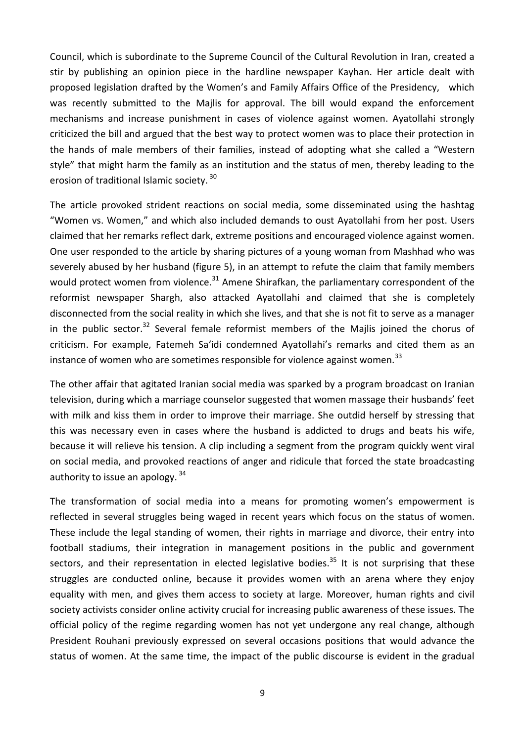Council, which is subordinate to the Supreme Council of the Cultural Revolution in Iran, created a stir by publishing an opinion piece in the hardline newspaper Kayhan. Her article dealt with proposed legislation drafted by the Women's and Family Affairs Office of the Presidency, which was recently submitted to the Majlis for approval. The bill would expand the enforcement mechanisms and increase punishment in cases of violence against women. Ayatollahi strongly criticized the bill and argued that the best way to protect women was to place their protection in the hands of male members of their families, instead of adopting what she called a "Western style" that might harm the family as an institution and the status of men, thereby leading to the erosion of traditional Islamic society. [30]

The article provoked strident reactions on social media, some disseminated using the hashtag "Women vs. Women," and which also included demands to oust Ayatollahi from her post. Users claimed that her remarks reflect dark, extreme positions and encouraged violence against women. One user responded to the article by sharing pictures of a young woman from Mashhad who was severely abused by her husband (figure 5), in an attempt to refute the claim that family members would protect women from violence.[31] Amene Shirafkan, the parliamentary correspondent of the reformist newspaper Shargh, also attacked Ayatollahi and claimed that she is completely disconnected from the social reality in which she lives, and that she is not fit to serve as a manager in the public sector.[32] Several female reformist members of the Majlis joined the chorus of criticism. For example, Fatemeh Sa'idi condemned Ayatollahi's remarks and cited them as an instance of women who are sometimes responsible for violence against women.[33]

The other affair that agitated Iranian social media was sparked by a program broadcast on Iranian television, during which a marriage counselor suggested that women massage their husbands' feet with milk and kiss them in order to improve their marriage. She outdid herself by stressing that this was necessary even in cases where the husband is addicted to drugs and beats his wife, because it will relieve his tension. A clip including a segment from the program quickly went viral on social media, and provoked reactions of anger and ridicule that forced the state broadcasting authority to issue an apology. [34]

The transformation of social media into a means for promoting women's empowerment is reflected in several struggles being waged in recent years which focus on the status of women. These include the legal standing of women, their rights in marriage and divorce, their entry into football stadiums, their integration in management positions in the public and government sectors, and their representation in elected legislative bodies.[35] It is not surprising that these struggles are conducted online, because it provides women with an arena where they enjoy equality with men, and gives them access to society at large. Moreover, human rights and civil society activists consider online activity crucial for increasing public awareness of these issues. The official policy of the regime regarding women has not yet undergone any real change, although President Rouhani previously expressed on several occasions positions that would advance the status of women. At the same time, the impact of the public discourse is evident in the gradual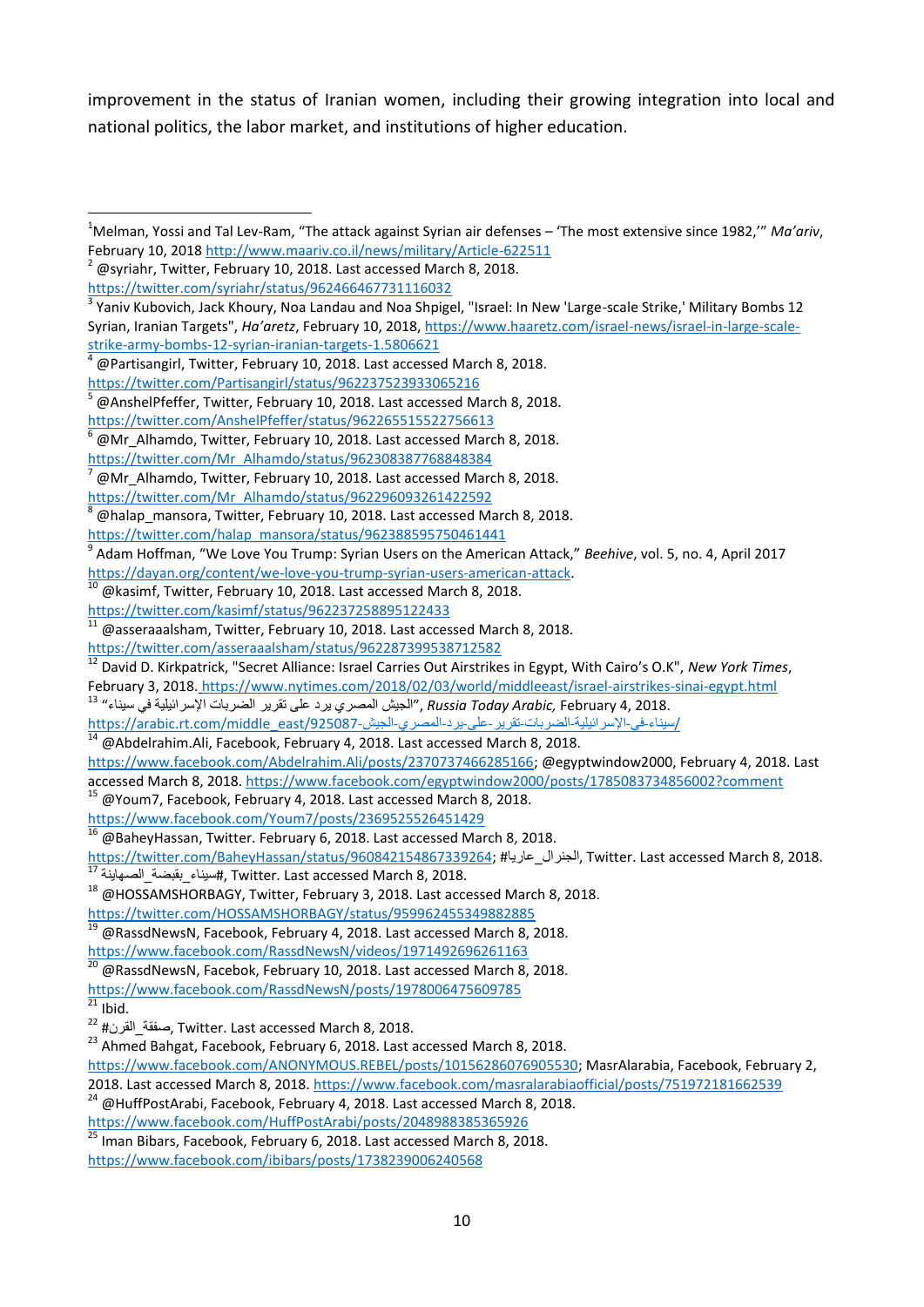improvement in the status of Iranian women, including their growing integration into local and national politics, the labor market, and institutions of higher education.

---

[1] Melman, Yossi and Tal Lev-Ram, "The attack against Syrian air defenses – 'The most extensive since 1982,'" *Ma'ariv*, February 10, 2018 http://www.maariv.co.il/news/military/Article-622511

[2] @syriahr, Twitter, February 10, 2018. Last accessed March 8, 2018. https://twitter.com/syriahr/status/962466467731116032

[3] Yaniv Kubovich, Jack Khoury, Noa Landau and Noa Shpigel, "Israel: In New 'Large-scale Strike,' Military Bombs 12 Syrian, Iranian Targets", *Ha'aretz*, February 10, 2018, https://www.haaretz.com/israel-news/israel-in-large-scale-strike-army-bombs-12-syrian-iranian-targets-1.5806621

[4] @Partisangirl, Twitter, February 10, 2018. Last accessed March 8, 2018. https://twitter.com/Partisangirl/status/962237523933065216

[5] @AnshelPfeffer, Twitter, February 10, 2018. Last accessed March 8, 2018. https://twitter.com/AnshelPfeffer/status/962265515522756613

[6] @Mr_Alhamdo, Twitter, February 10, 2018. Last accessed March 8, 2018. https://twitter.com/Mr_Alhamdo/status/962308387768848384

[7] @Mr_Alhamdo, Twitter, February 10, 2018. Last accessed March 8, 2018. https://twitter.com/Mr_Alhamdo/status/962296093261422592

[8] @halap_mansora, Twitter, February 10, 2018. Last accessed March 8, 2018. https://twitter.com/halap_mansora/status/962388595750461441

[9] Adam Hoffman, "We Love You Trump: Syrian Users on the American Attack," *Beehive*, vol. 5, no. 4, April 2017 https://dayan.org/content/we-love-you-trump-syrian-users-american-attack.

[10] @kasimf, Twitter, February 10, 2018. Last accessed March 8, 2018. https://twitter.com/kasimf/status/962237258895122433

[11] @asseraaalsham, Twitter, February 10, 2018. Last accessed March 8, 2018. https://twitter.com/asseraaalsham/status/962287399538712582

[12] David D. Kirkpatrick, "Secret Alliance: Israel Carries Out Airstrikes in Egypt, With Cairo's O.K", *New York Times*, February 3, 2018. https://www.nytimes.com/2018/02/03/world/middleeast/israel-airstrikes-sinai-egypt.html

[13] "الجيش المصري يرد على تقرير الضربات الإسرائيلية في سيناء", *Russia Today Arabic,* February 4, 2018. https://arabic.rt.com/middle_east/925087-الجيش-المصري-يرد-على-تقرير-الضربات-الإسرائيلية-في-سيناء/

[14] @Abdelrahim.Ali, Facebook, February 4, 2018. Last accessed March 8, 2018. https://www.facebook.com/Abdelrahim.Ali/posts/2370737466285166; @egyptwindow2000, February 4, 2018. Last accessed March 8, 2018. https://www.facebook.com/egyptwindow2000/posts/1785083734856002?comment

[15] @Youm7, Facebook, February 4, 2018. Last accessed March 8, 2018. https://www.facebook.com/Youm7/posts/2369525526451429

[16] @BaheyHassan, Twitter. February 6, 2018. Last accessed March 8, 2018. https://twitter.com/BaheyHassan/status/960842154867339264; #الجنرال_عاريا, Twitter. Last accessed March 8, 2018.

[17] #سيناء_بقبضة_الصهاينة, Twitter. Last accessed March 8, 2018.

[18] @HOSSAMSHORBAGY, Twitter, February 3, 2018. Last accessed March 8, 2018. https://twitter.com/HOSSAMSHORBAGY/status/959962455349882885

[19] @RassdNewsN, Facebook, February 4, 2018. Last accessed March 8, 2018. https://www.facebook.com/RassdNewsN/videos/1971492696261163

[20] @RassdNewsN, Facebok, February 10, 2018. Last accessed March 8, 2018. https://www.facebook.com/RassdNewsN/posts/1978006475609785

[21] Ibid.

[22] #صفقة_القرن, Twitter. Last accessed March 8, 2018.

[23] Ahmed Bahgat, Facebook, February 6, 2018. Last accessed March 8, 2018. https://www.facebook.com/ANONYMOUS.REBEL/posts/10156286076905530; MasrAlarabia, Facebook, February 2, 2018. Last accessed March 8, 2018. https://www.facebook.com/masralarabiaofficial/posts/751972181662539

[24] @HuffPostArabi, Facebook, February 4, 2018. Last accessed March 8, 2018. https://www.facebook.com/HuffPostArabi/posts/2048988385365926

[25] Iman Bibars, Facebook, February 6, 2018. Last accessed March 8, 2018. https://www.facebook.com/ibibars/posts/1738239006240568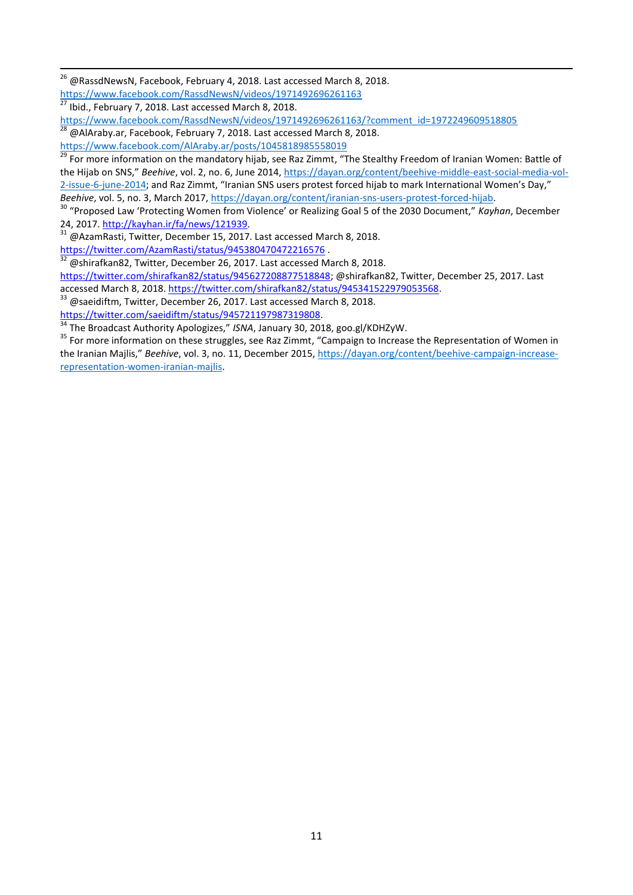[26] @RassdNewsN, Facebook, February 4, 2018. Last accessed March 8, 2018. https://www.facebook.com/RassdNewsN/videos/1971492696261163

[27] Ibid., February 7, 2018. Last accessed March 8, 2018. https://www.facebook.com/RassdNewsN/videos/1971492696261163/?comment_id=1972249609518805

[28] @AlAraby.ar, Facebook, February 7, 2018. Last accessed March 8, 2018. https://www.facebook.com/AlAraby.ar/posts/1045818985558019

[29] For more information on the mandatory hijab, see Raz Zimmt, "The Stealthy Freedom of Iranian Women: Battle of the Hijab on SNS," *Beehive*, vol. 2, no. 6, June 2014, https://dayan.org/content/beehive-middle-east-social-media-vol-2-issue-6-june-2014; and Raz Zimmt, "Iranian SNS users protest forced hijab to mark International Women's Day," *Beehive*, vol. 5, no. 3, March 2017, https://dayan.org/content/iranian-sns-users-protest-forced-hijab.

[30] "Proposed Law 'Protecting Women from Violence' or Realizing Goal 5 of the 2030 Document," *Kayhan*, December 24, 2017. http://kayhan.ir/fa/news/121939.

[31] @AzamRasti, Twitter, December 15, 2017. Last accessed March 8, 2018. https://twitter.com/AzamRasti/status/945380470472216576 .

[32] @shirafkan82, Twitter, December 26, 2017. Last accessed March 8, 2018. https://twitter.com/shirafkan82/status/945627208877518848; @shirafkan82, Twitter, December 25, 2017. Last accessed March 8, 2018. https://twitter.com/shirafkan82/status/945341522979053568.

[33] @saeidiftm, Twitter, December 26, 2017. Last accessed March 8, 2018. https://twitter.com/saeidiftm/status/945721197987319808.

[34] The Broadcast Authority Apologizes," *ISNA*, January 30, 2018, goo.gl/KDHZyW.

[35] For more information on these struggles, see Raz Zimmt, "Campaign to Increase the Representation of Women in the Iranian Majlis," *Beehive*, vol. 3, no. 11, December 2015, https://dayan.org/content/beehive-campaign-increase-representation-women-iranian-majlis.